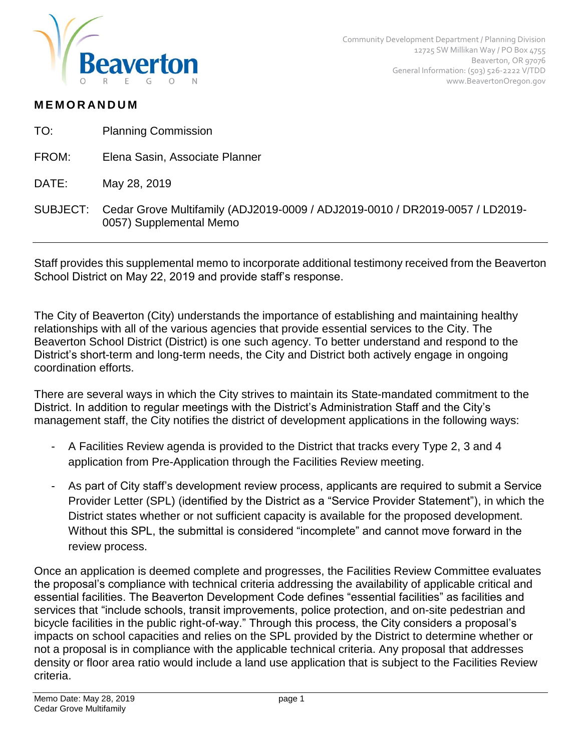Community Development Department / Planning Division
12725 SW Millikan Way / PO Box 4755
Beaverton, OR 97076
General Information: (503) 526-2222 V/TDD
www.BeavertonOregon.gov

# MEMORANDUM

TO: Planning Commission

FROM: Elena Sasin, Associate Planner

DATE: May 28, 2019

SUBJECT: Cedar Grove Multifamily (ADJ2019-0009 / ADJ2019-0010 / DR2019-0057 / LD2019-0057) Supplemental Memo

---

Staff provides this supplemental memo to incorporate additional testimony received from the Beaverton School District on May 22, 2019 and provide staff's response.

The City of Beaverton (City) understands the importance of establishing and maintaining healthy relationships with all of the various agencies that provide essential services to the City. The Beaverton School District (District) is one such agency. To better understand and respond to the District's short-term and long-term needs, the City and District both actively engage in ongoing coordination efforts.

There are several ways in which the City strives to maintain its State-mandated commitment to the District. In addition to regular meetings with the District's Administration Staff and the City's management staff, the City notifies the district of development applications in the following ways:

- A Facilities Review agenda is provided to the District that tracks every Type 2, 3 and 4 application from Pre-Application through the Facilities Review meeting.
- As part of City staff's development review process, applicants are required to submit a Service Provider Letter (SPL) (identified by the District as a "Service Provider Statement"), in which the District states whether or not sufficient capacity is available for the proposed development. Without this SPL, the submittal is considered "incomplete" and cannot move forward in the review process.

Once an application is deemed complete and progresses, the Facilities Review Committee evaluates the proposal's compliance with technical criteria addressing the availability of applicable critical and essential facilities. The Beaverton Development Code defines "essential facilities" as facilities and services that "include schools, transit improvements, police protection, and on-site pedestrian and bicycle facilities in the public right-of-way." Through this process, the City considers a proposal's impacts on school capacities and relies on the SPL provided by the District to determine whether or not a proposal is in compliance with the applicable technical criteria. Any proposal that addresses density or floor area ratio would include a land use application that is subject to the Facilities Review criteria.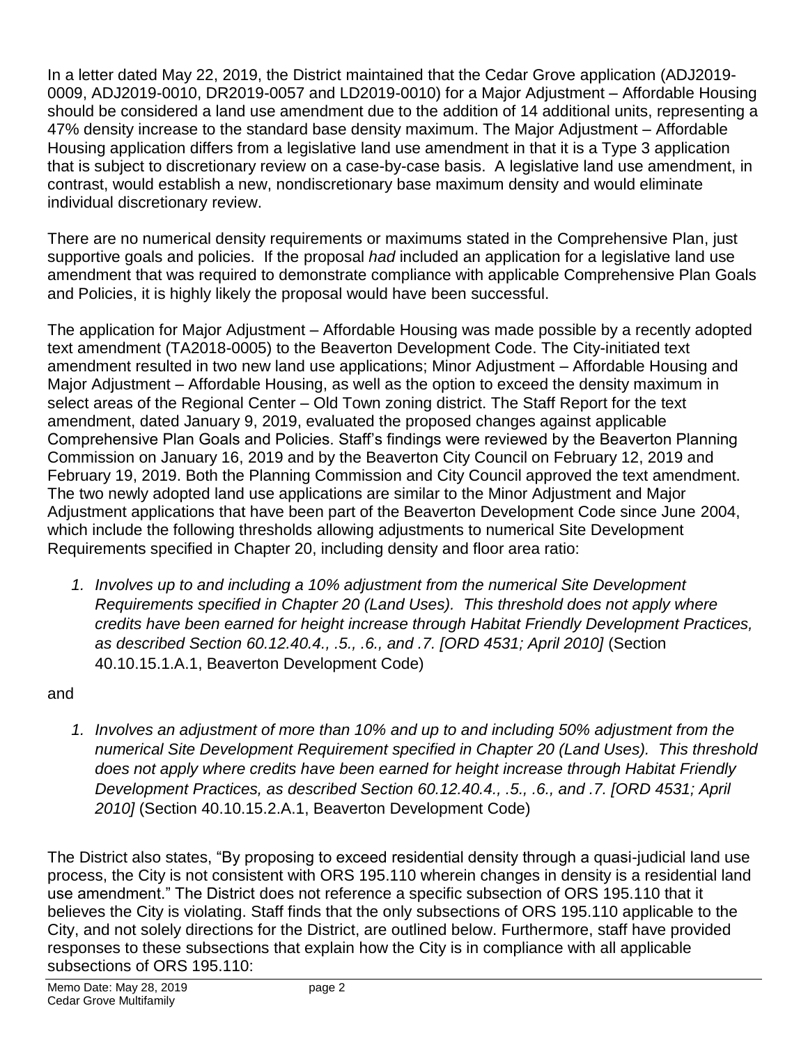In a letter dated May 22, 2019, the District maintained that the Cedar Grove application (ADJ2019-0009, ADJ2019-0010, DR2019-0057 and LD2019-0010) for a Major Adjustment – Affordable Housing should be considered a land use amendment due to the addition of 14 additional units, representing a 47% density increase to the standard base density maximum. The Major Adjustment – Affordable Housing application differs from a legislative land use amendment in that it is a Type 3 application that is subject to discretionary review on a case-by-case basis. A legislative land use amendment, in contrast, would establish a new, nondiscretionary base maximum density and would eliminate individual discretionary review.

There are no numerical density requirements or maximums stated in the Comprehensive Plan, just supportive goals and policies. If the proposal *had* included an application for a legislative land use amendment that was required to demonstrate compliance with applicable Comprehensive Plan Goals and Policies, it is highly likely the proposal would have been successful.

The application for Major Adjustment – Affordable Housing was made possible by a recently adopted text amendment (TA2018-0005) to the Beaverton Development Code. The City-initiated text amendment resulted in two new land use applications; Minor Adjustment – Affordable Housing and Major Adjustment – Affordable Housing, as well as the option to exceed the density maximum in select areas of the Regional Center – Old Town zoning district. The Staff Report for the text amendment, dated January 9, 2019, evaluated the proposed changes against applicable Comprehensive Plan Goals and Policies. Staff's findings were reviewed by the Beaverton Planning Commission on January 16, 2019 and by the Beaverton City Council on February 12, 2019 and February 19, 2019. Both the Planning Commission and City Council approved the text amendment. The two newly adopted land use applications are similar to the Minor Adjustment and Major Adjustment applications that have been part of the Beaverton Development Code since June 2004, which include the following thresholds allowing adjustments to numerical Site Development Requirements specified in Chapter 20, including density and floor area ratio:

1. *Involves up to and including a 10% adjustment from the numerical Site Development Requirements specified in Chapter 20 (Land Uses). This threshold does not apply where credits have been earned for height increase through Habitat Friendly Development Practices, as described Section 60.12.40.4., .5., .6., and .7. [ORD 4531; April 2010]* (Section 40.10.15.1.A.1, Beaverton Development Code)

and

1. *Involves an adjustment of more than 10% and up to and including 50% adjustment from the numerical Site Development Requirement specified in Chapter 20 (Land Uses). This threshold does not apply where credits have been earned for height increase through Habitat Friendly Development Practices, as described Section 60.12.40.4., .5., .6., and .7. [ORD 4531; April 2010]* (Section 40.10.15.2.A.1, Beaverton Development Code)

The District also states, "By proposing to exceed residential density through a quasi-judicial land use process, the City is not consistent with ORS 195.110 wherein changes in density is a residential land use amendment." The District does not reference a specific subsection of ORS 195.110 that it believes the City is violating. Staff finds that the only subsections of ORS 195.110 applicable to the City, and not solely directions for the District, are outlined below. Furthermore, staff have provided responses to these subsections that explain how the City is in compliance with all applicable subsections of ORS 195.110: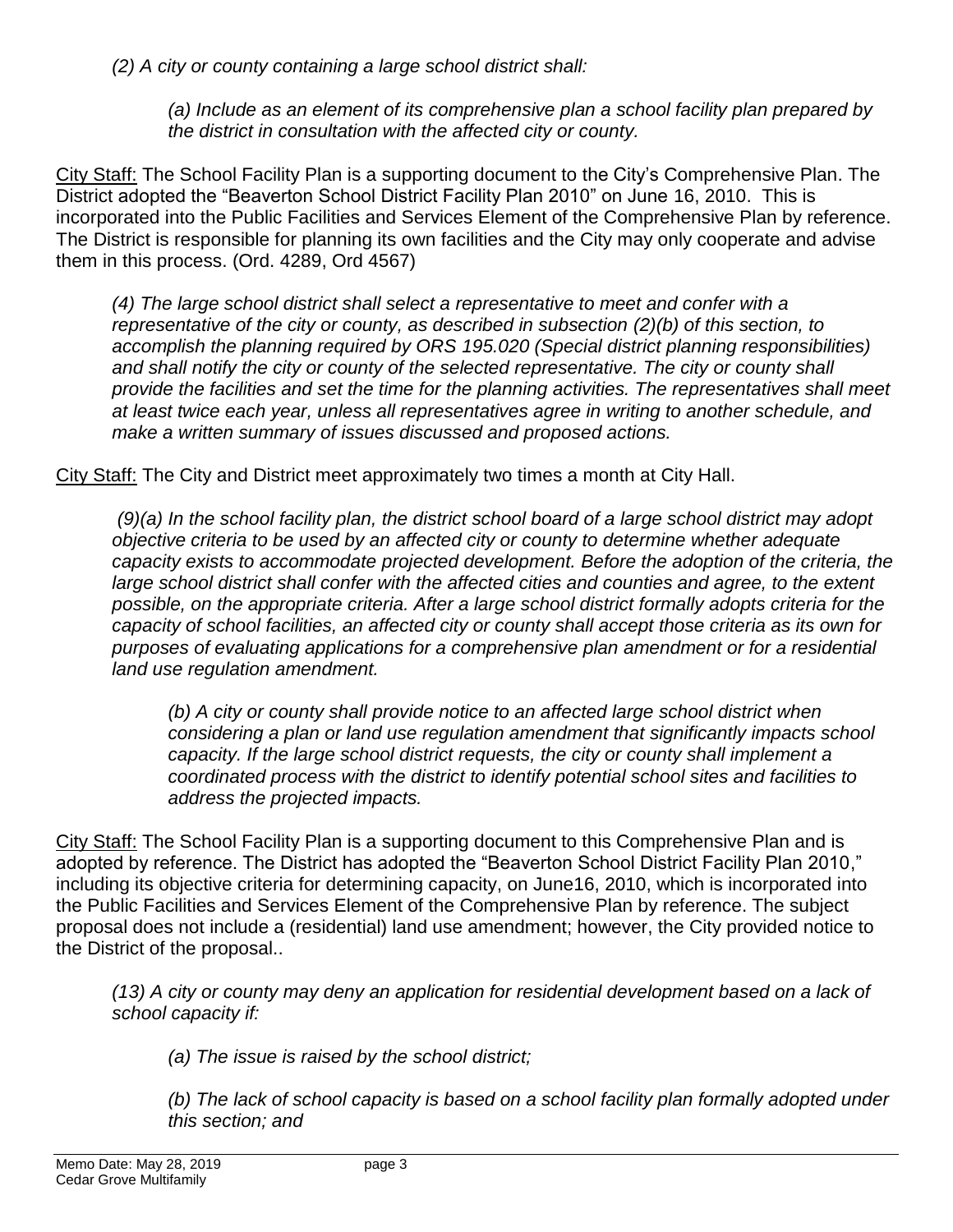*(2) A city or county containing a large school district shall:*

> *(a) Include as an element of its comprehensive plan a school facility plan prepared by the district in consultation with the affected city or county.*

<u>City Staff:</u> The School Facility Plan is a supporting document to the City's Comprehensive Plan. The District adopted the "Beaverton School District Facility Plan 2010" on June 16, 2010. This is incorporated into the Public Facilities and Services Element of the Comprehensive Plan by reference. The District is responsible for planning its own facilities and the City may only cooperate and advise them in this process. (Ord. 4289, Ord 4567)

> *(4) The large school district shall select a representative to meet and confer with a representative of the city or county, as described in subsection (2)(b) of this section, to accomplish the planning required by ORS 195.020 (Special district planning responsibilities) and shall notify the city or county of the selected representative. The city or county shall provide the facilities and set the time for the planning activities. The representatives shall meet at least twice each year, unless all representatives agree in writing to another schedule, and make a written summary of issues discussed and proposed actions.*

<u>City Staff:</u> The City and District meet approximately two times a month at City Hall.

> *(9)(a) In the school facility plan, the district school board of a large school district may adopt objective criteria to be used by an affected city or county to determine whether adequate capacity exists to accommodate projected development. Before the adoption of the criteria, the large school district shall confer with the affected cities and counties and agree, to the extent possible, on the appropriate criteria. After a large school district formally adopts criteria for the capacity of school facilities, an affected city or county shall accept those criteria as its own for purposes of evaluating applications for a comprehensive plan amendment or for a residential land use regulation amendment.*
>
> > *(b) A city or county shall provide notice to an affected large school district when considering a plan or land use regulation amendment that significantly impacts school capacity. If the large school district requests, the city or county shall implement a coordinated process with the district to identify potential school sites and facilities to address the projected impacts.*

<u>City Staff:</u> The School Facility Plan is a supporting document to this Comprehensive Plan and is adopted by reference. The District has adopted the "Beaverton School District Facility Plan 2010," including its objective criteria for determining capacity, on June16, 2010, which is incorporated into the Public Facilities and Services Element of the Comprehensive Plan by reference. The subject proposal does not include a (residential) land use amendment; however, the City provided notice to the District of the proposal..

> *(13) A city or county may deny an application for residential development based on a lack of school capacity if:*
>
> > *(a) The issue is raised by the school district;*
> >
> > *(b) The lack of school capacity is based on a school facility plan formally adopted under this section; and*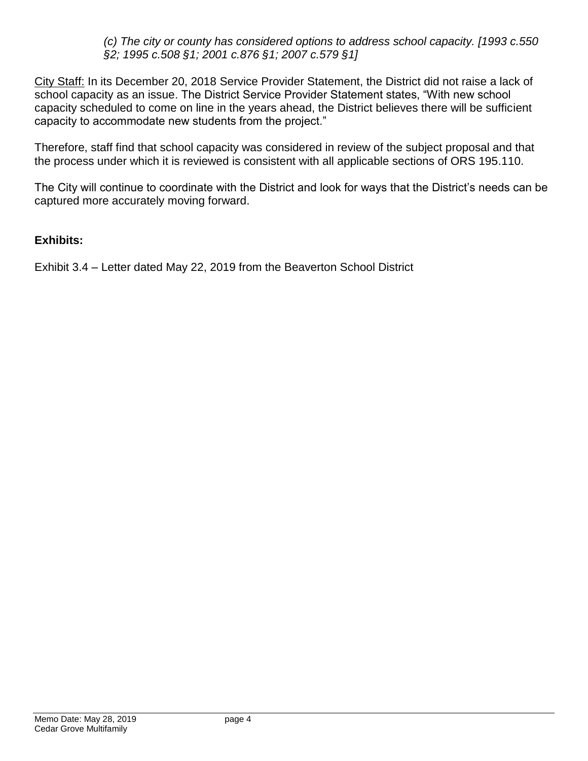*(c) The city or county has considered options to address school capacity. [1993 c.550 §2; 1995 c.508 §1; 2001 c.876 §1; 2007 c.579 §1]*

City Staff: In its December 20, 2018 Service Provider Statement, the District did not raise a lack of school capacity as an issue. The District Service Provider Statement states, "With new school capacity scheduled to come on line in the years ahead, the District believes there will be sufficient capacity to accommodate new students from the project."

Therefore, staff find that school capacity was considered in review of the subject proposal and that the process under which it is reviewed is consistent with all applicable sections of ORS 195.110.

The City will continue to coordinate with the District and look for ways that the District's needs can be captured more accurately moving forward.

**Exhibits:**

Exhibit 3.4 – Letter dated May 22, 2019 from the Beaverton School District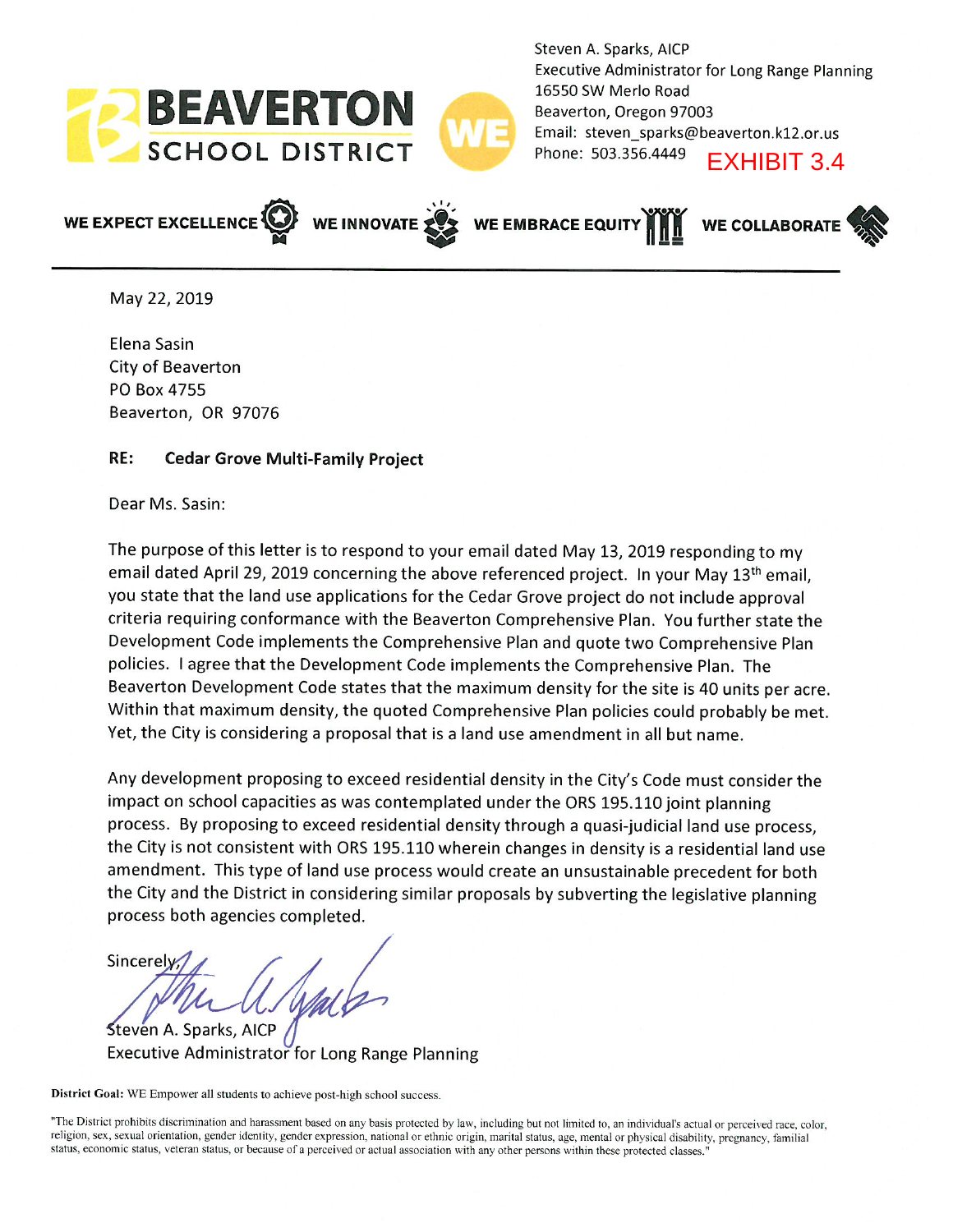**BEAVERTON SCHOOL DISTRICT**

Steven A. Sparks, AICP
Executive Administrator for Long Range Planning
16550 SW Merlo Road
Beaverton, Oregon 97003
Email: steven_sparks@beaverton.k12.or.us
Phone: 503.356.4449

EXHIBIT 3.4

**WE EXPECT EXCELLENCE  WE INNOVATE  WE EMBRACE EQUITY  WE COLLABORATE**

---

May 22, 2019

Elena Sasin
City of Beaverton
PO Box 4755
Beaverton, OR 97076

**RE: Cedar Grove Multi-Family Project**

Dear Ms. Sasin:

The purpose of this letter is to respond to your email dated May 13, 2019 responding to my email dated April 29, 2019 concerning the above referenced project. In your May 13th email, you state that the land use applications for the Cedar Grove project do not include approval criteria requiring conformance with the Beaverton Comprehensive Plan. You further state the Development Code implements the Comprehensive Plan and quote two Comprehensive Plan policies. I agree that the Development Code implements the Comprehensive Plan. The Beaverton Development Code states that the maximum density for the site is 40 units per acre. Within that maximum density, the quoted Comprehensive Plan policies could probably be met. Yet, the City is considering a proposal that is a land use amendment in all but name.

Any development proposing to exceed residential density in the City's Code must consider the impact on school capacities as was contemplated under the ORS 195.110 joint planning process. By proposing to exceed residential density through a quasi-judicial land use process, the City is not consistent with ORS 195.110 wherein changes in density is a residential land use amendment. This type of land use process would create an unsustainable precedent for both the City and the District in considering similar proposals by subverting the legislative planning process both agencies completed.

Sincerely,

Steven A. Sparks, AICP
Executive Administrator for Long Range Planning

**District Goal:** WE Empower all students to achieve post-high school success.

"The District prohibits discrimination and harassment based on any basis protected by law, including but not limited to, an individual's actual or perceived race, color, religion, sex, sexual orientation, gender identity, gender expression, national or ethnic origin, marital status, age, mental or physical disability, pregnancy, familial status, economic status, veteran status, or because of a perceived or actual association with any other persons within these protected classes."